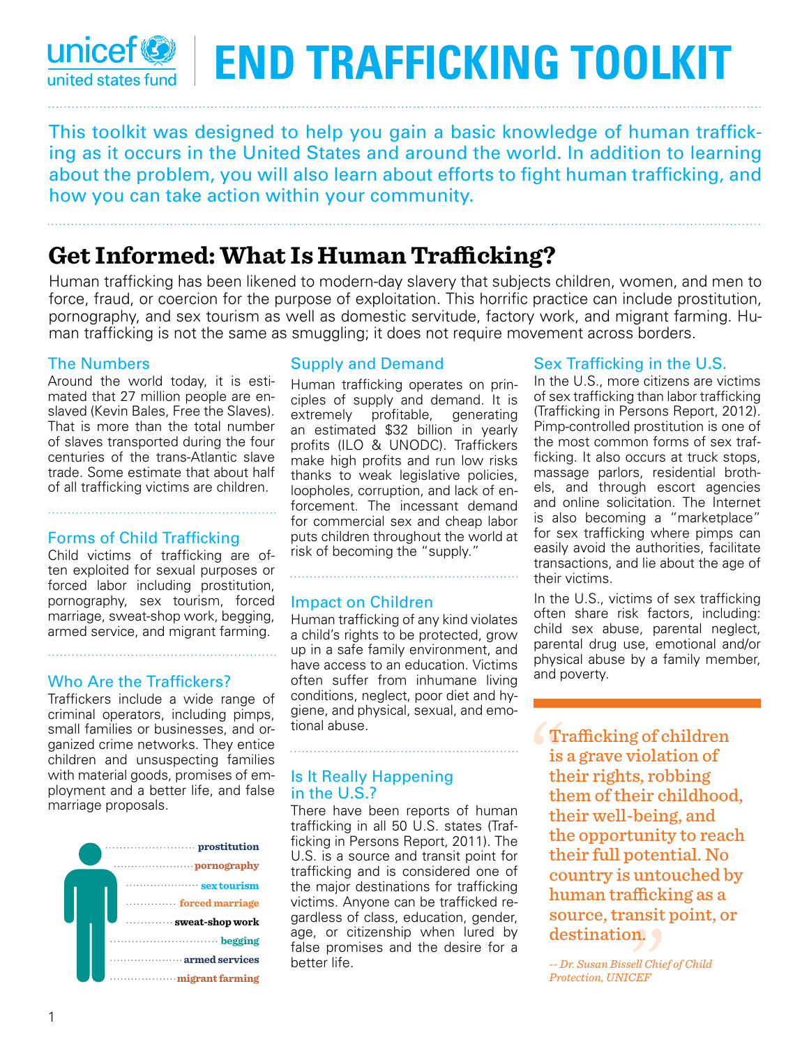# END TRAFFICKING TOOLKIT

unicef united states fund

This toolkit was designed to help you gain a basic knowledge of human trafficking as it occurs in the United States and around the world. In addition to learning about the problem, you will also learn about efforts to fight human trafficking, and how you can take action within your community.

## Get Informed: What Is Human Trafficking?

Human trafficking has been likened to modern-day slavery that subjects children, women, and men to force, fraud, or coercion for the purpose of exploitation. This horrific practice can include prostitution, pornography, and sex tourism as well as domestic servitude, factory work, and migrant farming. Human trafficking is not the same as smuggling; it does not require movement across borders.

### The Numbers

Around the world today, it is estimated that 27 million people are enslaved (Kevin Bales, Free the Slaves). That is more than the total number of slaves transported during the four centuries of the trans-Atlantic slave trade. Some estimate that about half of all trafficking victims are children.

### Forms of Child Trafficking

Child victims of trafficking are often exploited for sexual purposes or forced labor including prostitution, pornography, sex tourism, forced marriage, sweat-shop work, begging, armed service, and migrant farming.

### Who Are the Traffickers?

Traffickers include a wide range of criminal operators, including pimps, small families or businesses, and organized crime networks. They entice children and unsuspecting families with material goods, promises of employment and a better life, and false marriage proposals.

- prostitution
- pornography
- sex tourism
- forced marriage
- sweat-shop work
- begging
- armed services
- migrant farming

### Supply and Demand

Human trafficking operates on principles of supply and demand. It is extremely profitable, generating an estimated $32 billion in yearly profits (ILO & UNODC). Traffickers make high profits and run low risks thanks to weak legislative policies, loopholes, corruption, and lack of enforcement. The incessant demand for commercial sex and cheap labor puts children throughout the world at risk of becoming the "supply."

### Impact on Children

Human trafficking of any kind violates a child's rights to be protected, grow up in a safe family environment, and have access to an education. Victims often suffer from inhumane living conditions, neglect, poor diet and hygiene, and physical, sexual, and emotional abuse.

### Is It Really Happening in the U.S.?

There have been reports of human trafficking in all 50 U.S. states (Trafficking in Persons Report, 2011). The U.S. is a source and transit point for trafficking and is considered one of the major destinations for trafficking victims. Anyone can be trafficked regardless of class, education, gender, age, or citizenship when lured by false promises and the desire for a better life.

### Sex Trafficking in the U.S.

In the U.S., more citizens are victims of sex trafficking than labor trafficking (Trafficking in Persons Report, 2012). Pimp-controlled prostitution is one of the most common forms of sex trafficking. It also occurs at truck stops, massage parlors, residential brothels, and through escort agencies and online solicitation. The Internet is also becoming a "marketplace" for sex trafficking where pimps can easily avoid the authorities, facilitate transactions, and lie about the age of their victims.

In the U.S., victims of sex trafficking often share risk factors, including: child sex abuse, parental neglect, parental drug use, emotional and/or physical abuse by a family member, and poverty.

> "Trafficking of children is a grave violation of their rights, robbing them of their childhood, their well-being, and the opportunity to reach their full potential. No country is untouched by human trafficking as a source, transit point, or destination."
>
> *-- Dr. Susan Bissell Chief of Child Protection, UNICEF*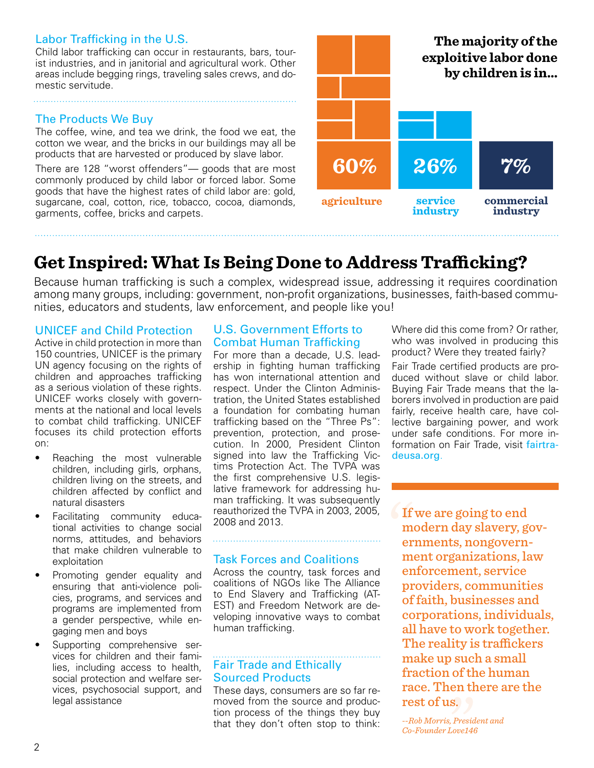### Labor Trafficking in the U.S.

Child labor trafficking can occur in restaurants, bars, tourist industries, and in janitorial and agricultural work. Other areas include begging rings, traveling sales crews, and domestic servitude.

### The Products We Buy

The coffee, wine, and tea we drink, the food we eat, the cotton we wear, and the bricks in our buildings may all be products that are harvested or produced by slave labor.

There are 128 "worst offenders"— goods that are most commonly produced by child labor or forced labor. Some goods that have the highest rates of child labor are: gold, sugarcane, coal, cotton, rice, tobacco, cocoa, diamonds, garments, coffee, bricks and carpets.

**The majority of the exploitive labor done by children is in...**

| agriculture | service industry | commercial industry |
|---|---|---|
| 60% | 26% | 7% |

## Get Inspired: What Is Being Done to Address Trafficking?

Because human trafficking is such a complex, widespread issue, addressing it requires coordination among many groups, including: government, non-profit organizations, businesses, faith-based communities, educators and students, law enforcement, and people like you!

### UNICEF and Child Protection

Active in child protection in more than 150 countries, UNICEF is the primary UN agency focusing on the rights of children and approaches trafficking as a serious violation of these rights. UNICEF works closely with governments at the national and local levels to combat child trafficking. UNICEF focuses its child protection efforts on:

- Reaching the most vulnerable children, including girls, orphans, children living on the streets, and children affected by conflict and natural disasters
- Facilitating community educational activities to change social norms, attitudes, and behaviors that make children vulnerable to exploitation
- Promoting gender equality and ensuring that anti-violence policies, programs, and services and programs are implemented from a gender perspective, while engaging men and boys
- Supporting comprehensive services for children and their families, including access to health, social protection and welfare services, psychosocial support, and legal assistance

### U.S. Government Efforts to Combat Human Trafficking

For more than a decade, U.S. leadership in fighting human trafficking has won international attention and respect. Under the Clinton Administration, the United States established a foundation for combating human trafficking based on the "Three Ps": prevention, protection, and prosecution. In 2000, President Clinton signed into law the Trafficking Victims Protection Act. The TVPA was the first comprehensive U.S. legislative framework for addressing human trafficking. It was subsequently reauthorized the TVPA in 2003, 2005, 2008 and 2013.

### Task Forces and Coalitions

Across the country, task forces and coalitions of NGOs like The Alliance to End Slavery and Trafficking (ATEST) and Freedom Network are developing innovative ways to combat human trafficking.

### Fair Trade and Ethically Sourced Products

These days, consumers are so far removed from the source and production process of the things they buy that they don't often stop to think: Where did this come from? Or rather, who was involved in producing this product? Were they treated fairly?

Fair Trade certified products are produced without slave or child labor. Buying Fair Trade means that the laborers involved in production are paid fairly, receive health care, have collective bargaining power, and work under safe conditions. For more information on Fair Trade, visit fairtradeusa.org.

> **"If we are going to end modern day slavery, governments, nongovernment organizations, law enforcement, service providers, communities of faith, businesses and corporations, individuals, all have to work together. The reality is traffickers make up such a small fraction of the human race. Then there are the rest of us."**
>
> *--Rob Morris, President and Co-Founder Love146*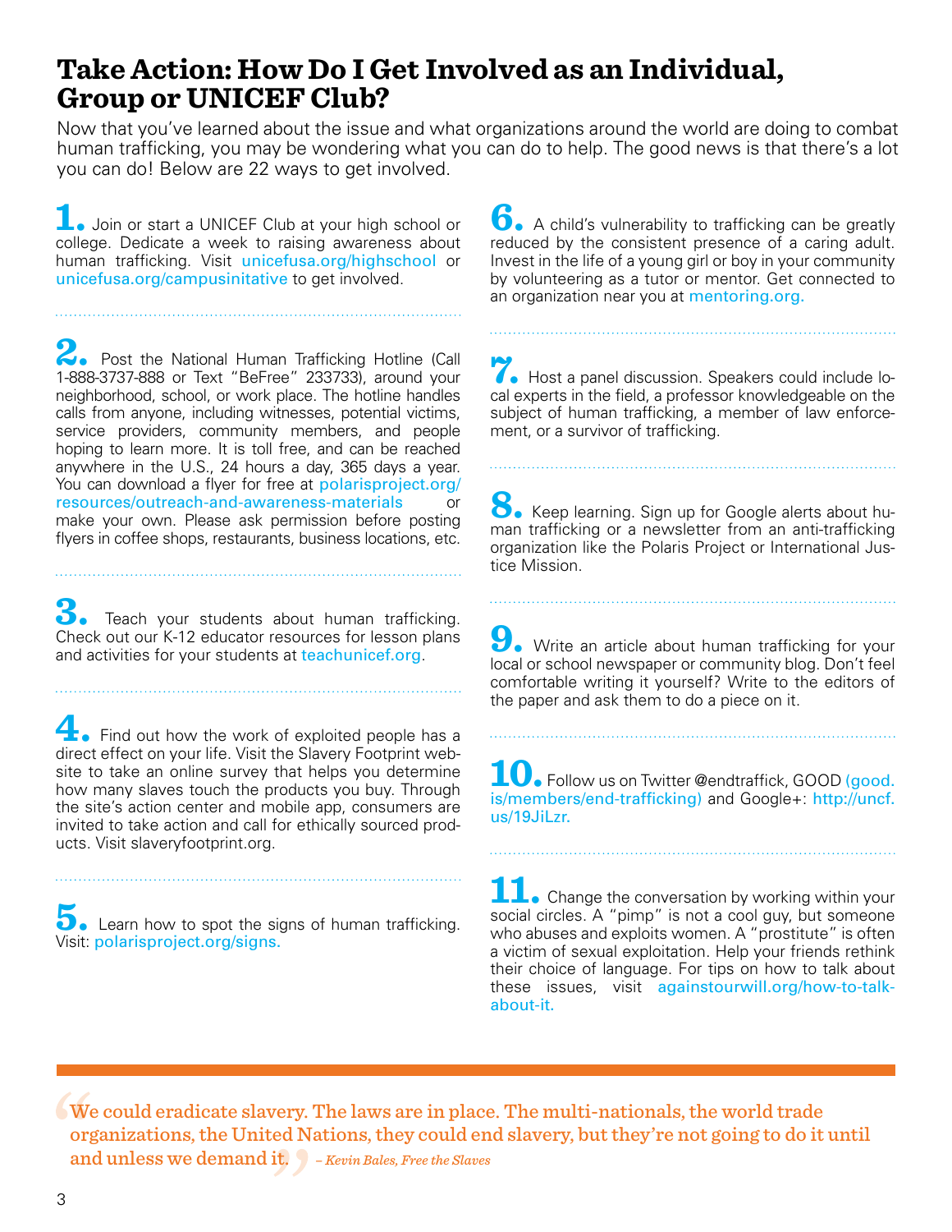# Take Action: How Do I Get Involved as an Individual, Group or UNICEF Club?

Now that you've learned about the issue and what organizations around the world are doing to combat human trafficking, you may be wondering what you can do to help. The good news is that there's a lot you can do! Below are 22 ways to get involved.

**1.** Join or start a UNICEF Club at your high school or college. Dedicate a week to raising awareness about human trafficking. Visit unicefusa.org/highschool or unicefusa.org/campusinitative to get involved.

**2.** Post the National Human Trafficking Hotline (Call 1-888-3737-888 or Text "BeFree" 233733), around your neighborhood, school, or work place. The hotline handles calls from anyone, including witnesses, potential victims, service providers, community members, and people hoping to learn more. It is toll free, and can be reached anywhere in the U.S., 24 hours a day, 365 days a year. You can download a flyer for free at polarisproject.org/resources/outreach-and-awareness-materials or make your own. Please ask permission before posting flyers in coffee shops, restaurants, business locations, etc.

**3.** Teach your students about human trafficking. Check out our K-12 educator resources for lesson plans and activities for your students at teachunicef.org.

**4.** Find out how the work of exploited people has a direct effect on your life. Visit the Slavery Footprint website to take an online survey that helps you determine how many slaves touch the products you buy. Through the site's action center and mobile app, consumers are invited to take action and call for ethically sourced products. Visit slaveryfootprint.org.

**5.** Learn how to spot the signs of human trafficking. Visit: polarisproject.org/signs.

**6.** A child's vulnerability to trafficking can be greatly reduced by the consistent presence of a caring adult. Invest in the life of a young girl or boy in your community by volunteering as a tutor or mentor. Get connected to an organization near you at mentoring.org.

**7.** Host a panel discussion. Speakers could include local experts in the field, a professor knowledgeable on the subject of human trafficking, a member of law enforcement, or a survivor of trafficking.

**8.** Keep learning. Sign up for Google alerts about human trafficking or a newsletter from an anti-trafficking organization like the Polaris Project or International Justice Mission.

**9.** Write an article about human trafficking for your local or school newspaper or community blog. Don't feel comfortable writing it yourself? Write to the editors of the paper and ask them to do a piece on it.

**10.** Follow us on Twitter @endtraffick, GOOD (good.is/members/end-trafficking) and Google+: http://uncf.us/19JiLzr.

**11.** Change the conversation by working within your social circles. A "pimp" is not a cool guy, but someone who abuses and exploits women. A "prostitute" is often a victim of sexual exploitation. Help your friends rethink their choice of language. For tips on how to talk about these issues, visit againstourwill.org/how-to-talk-about-it.

> "We could eradicate slavery. The laws are in place. The multi-nationals, the world trade organizations, the United Nations, they could end slavery, but they're not going to do it until and unless we demand it." *– Kevin Bales, Free the Slaves*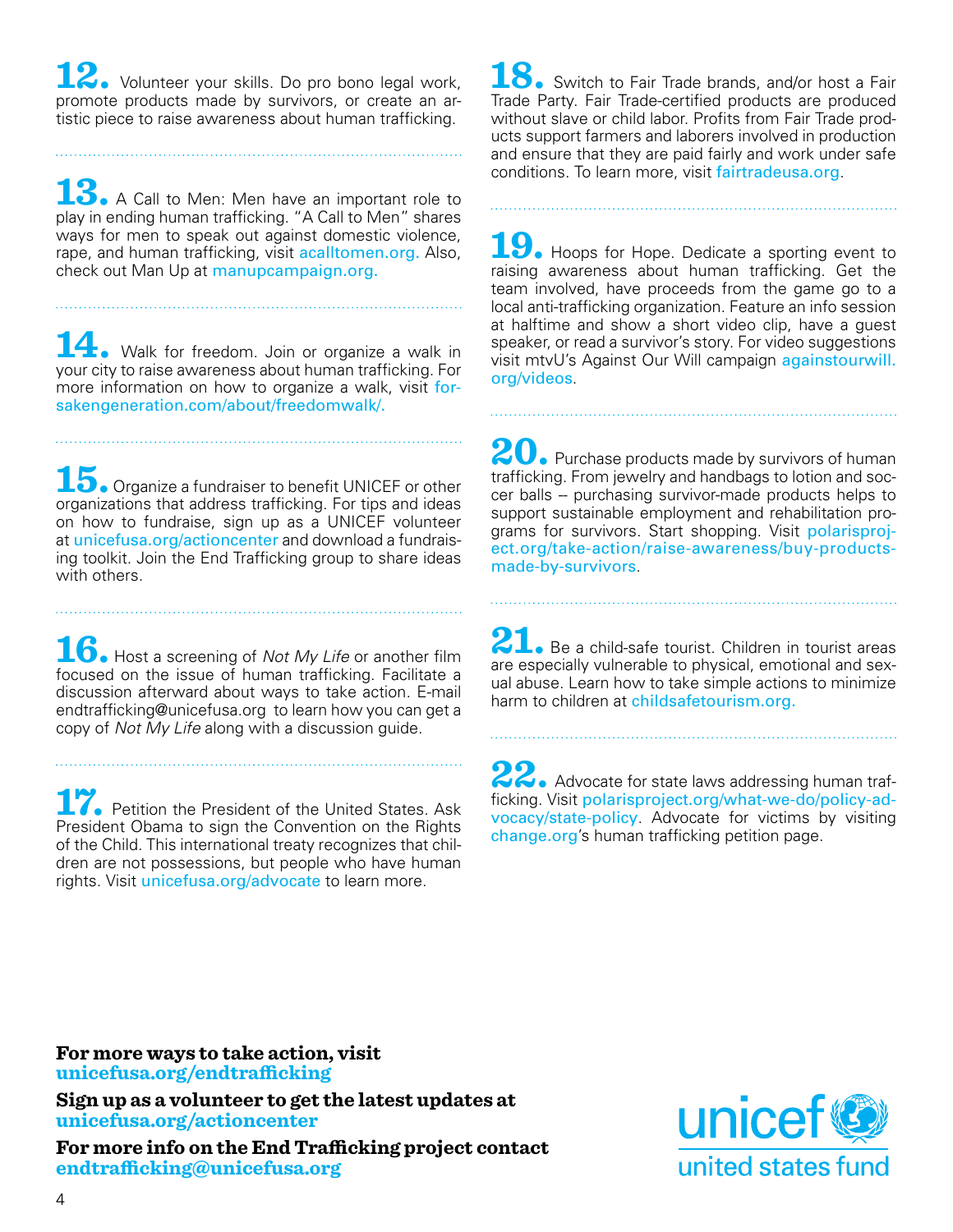**12.** Volunteer your skills. Do pro bono legal work, promote products made by survivors, or create an artistic piece to raise awareness about human trafficking.

**13.** A Call to Men: Men have an important role to play in ending human trafficking. "A Call to Men" shares ways for men to speak out against domestic violence, rape, and human trafficking, visit acalltomen.org. Also, check out Man Up at manupcampaign.org.

**14.** Walk for freedom. Join or organize a walk in your city to raise awareness about human trafficking. For more information on how to organize a walk, visit forsakengeneration.com/about/freedomwalk/.

**15.** Organize a fundraiser to benefit UNICEF or other organizations that address trafficking. For tips and ideas on how to fundraise, sign up as a UNICEF volunteer at unicefusa.org/actioncenter and download a fundraising toolkit. Join the End Trafficking group to share ideas with others.

**16.** Host a screening of *Not My Life* or another film focused on the issue of human trafficking. Facilitate a discussion afterward about ways to take action. E-mail endtrafficking@unicefusa.org to learn how you can get a copy of *Not My Life* along with a discussion guide.

**17.** Petition the President of the United States. Ask President Obama to sign the Convention on the Rights of the Child. This international treaty recognizes that children are not possessions, but people who have human rights. Visit unicefusa.org/advocate to learn more.

**18.** Switch to Fair Trade brands, and/or host a Fair Trade Party. Fair Trade-certified products are produced without slave or child labor. Profits from Fair Trade products support farmers and laborers involved in production and ensure that they are paid fairly and work under safe conditions. To learn more, visit fairtradeusa.org.

**19.** Hoops for Hope. Dedicate a sporting event to raising awareness about human trafficking. Get the team involved, have proceeds from the game go to a local anti-trafficking organization. Feature an info session at halftime and show a short video clip, have a guest speaker, or read a survivor's story. For video suggestions visit mtvU's Against Our Will campaign againstourwill.org/videos.

**20.** Purchase products made by survivors of human trafficking. From jewelry and handbags to lotion and soccer balls -- purchasing survivor-made products helps to support sustainable employment and rehabilitation programs for survivors. Start shopping. Visit polarisproject.org/take-action/raise-awareness/buy-products-made-by-survivors.

**21.** Be a child-safe tourist. Children in tourist areas are especially vulnerable to physical, emotional and sexual abuse. Learn how to take simple actions to minimize harm to children at childsafetourism.org.

**22.** Advocate for state laws addressing human trafficking. Visit polarisproject.org/what-we-do/policy-advocacy/state-policy. Advocate for victims by visiting change.org's human trafficking petition page.

**For more ways to take action, visit**
**unicefusa.org/endtrafficking**

**Sign up as a volunteer to get the latest updates at**
**unicefusa.org/actioncenter**

**For more info on the End Trafficking project contact**
**endtrafficking@unicefusa.org**

unicef
united states fund